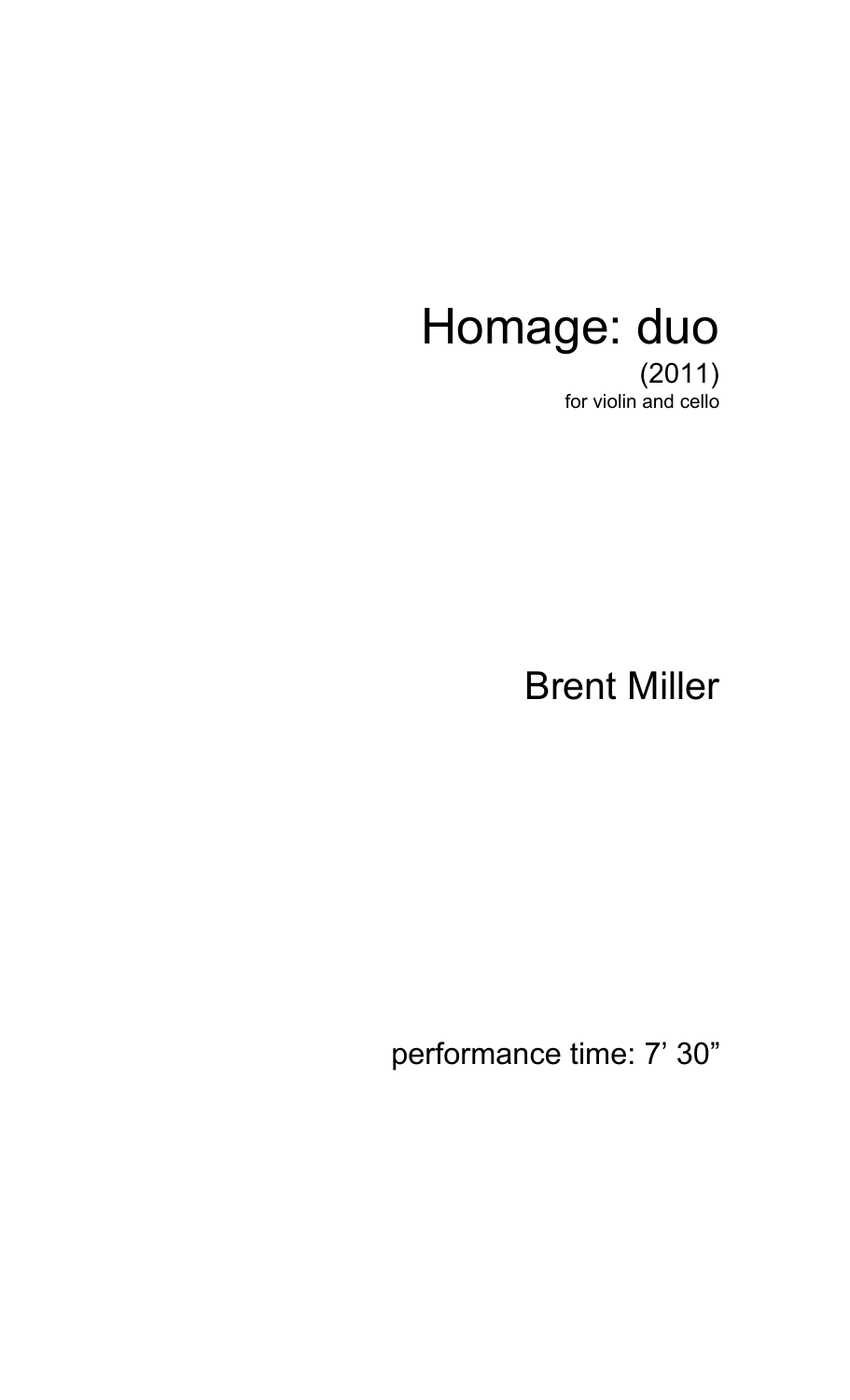# Homage: duo

(2011)

for violin and cello

Brent Miller

performance time: 7’ 30”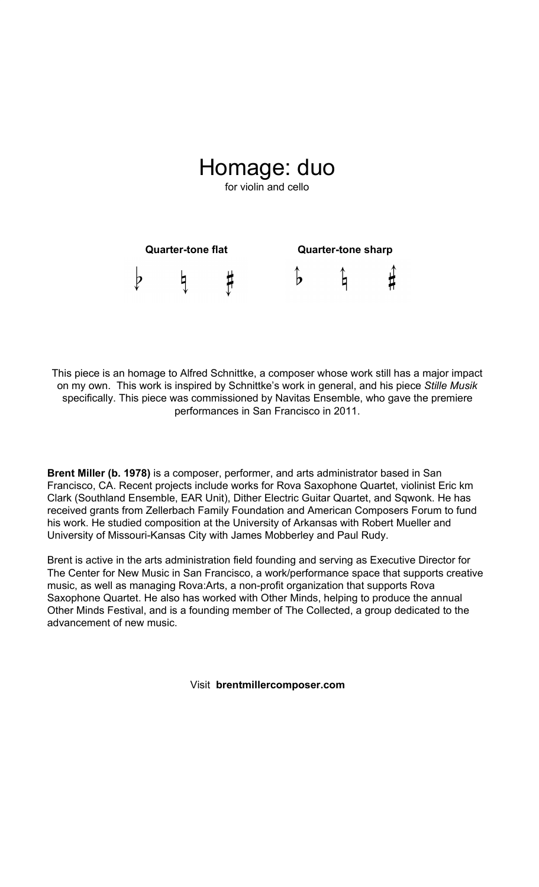# Homage: duo

for violin and cello

**Quarter-tone flat** | **Quarter-tone sharp**

This piece is an homage to Alfred Schnittke, a composer whose work still has a major impact on my own. This work is inspired by Schnittke's work in general, and his piece *Stille Musik* specifically. This piece was commissioned by Navitas Ensemble, who gave the premiere performances in San Francisco in 2011.

**Brent Miller (b. 1978)** is a composer, performer, and arts administrator based in San Francisco, CA. Recent projects include works for Rova Saxophone Quartet, violinist Eric km Clark (Southland Ensemble, EAR Unit), Dither Electric Guitar Quartet, and Sqwonk. He has received grants from Zellerbach Family Foundation and American Composers Forum to fund his work. He studied composition at the University of Arkansas with Robert Mueller and University of Missouri-Kansas City with James Mobberley and Paul Rudy.

Brent is active in the arts administration field founding and serving as Executive Director for The Center for New Music in San Francisco, a work/performance space that supports creative music, as well as managing Rova:Arts, a non-profit organization that supports Rova Saxophone Quartet. He also has worked with Other Minds, helping to produce the annual Other Minds Festival, and is a founding member of The Collected, a group dedicated to the advancement of new music.

Visit **brentmillercomposer.com**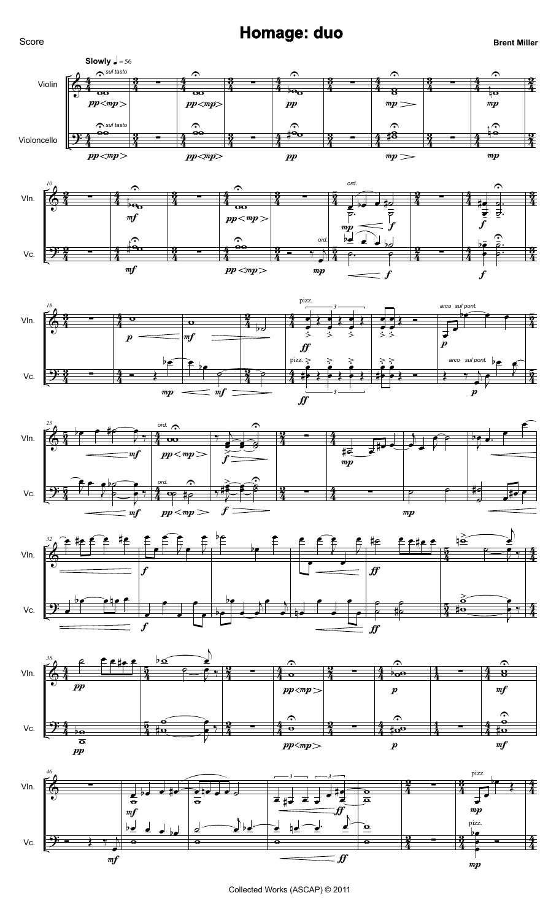Score

# Homage: duo

**Brent Miller**

Collected Works (ASCAP) © 2011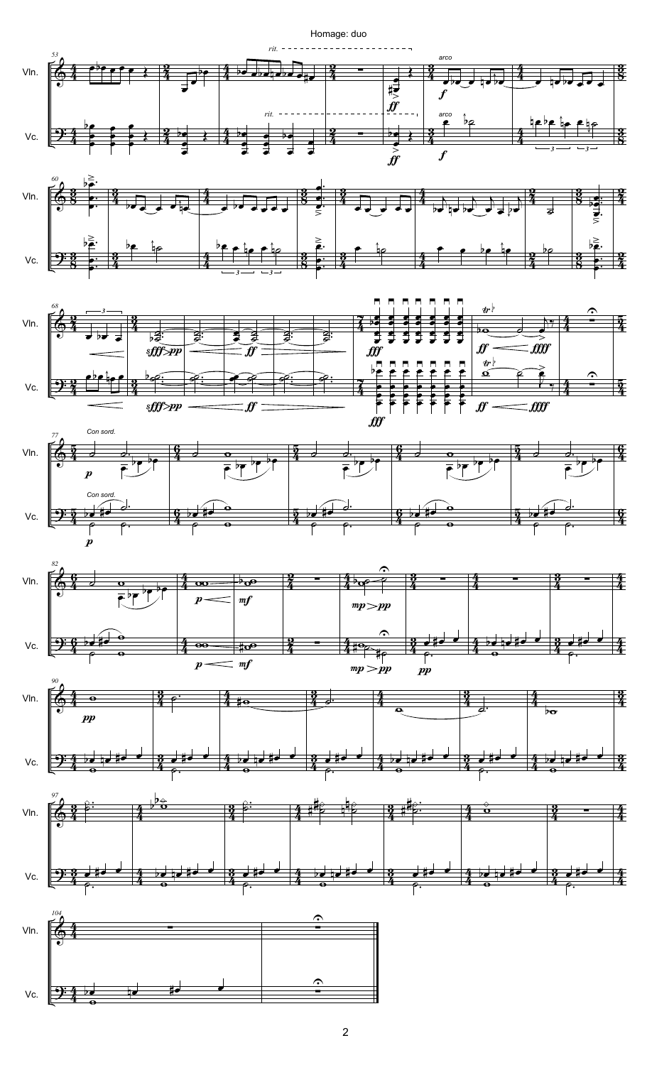Homage: duo